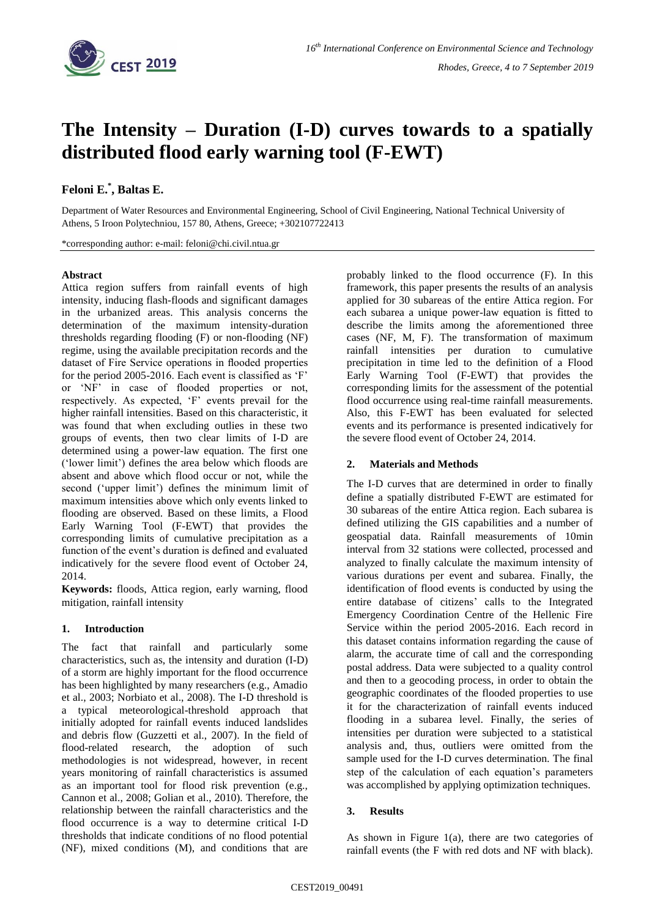# The Intensity – Duration (I-D) curves towards to a spatially distributed flood early warning tool (F-EWT)

**Feloni E.\*, Baltas E.**

Department of Water Resources and Environmental Engineering, School of Civil Engineering, National Technical University of Athens, 5 Iroon Polytechniou, 157 80, Athens, Greece; +302107722413

\*corresponding author: e-mail: feloni@chi.civil.ntua.gr

### Abstract

Attica region suffers from rainfall events of high intensity, inducing flash-floods and significant damages in the urbanized areas. This analysis concerns the determination of the maximum intensity-duration thresholds regarding flooding (F) or non-flooding (NF) regime, using the available precipitation records and the dataset of Fire Service operations in flooded properties for the period 2005-2016. Each event is classified as 'F' or 'NF' in case of flooded properties or not, respectively. As expected, 'F' events prevail for the higher rainfall intensities. Based on this characteristic, it was found that when excluding outlies in these two groups of events, then two clear limits of I-D are determined using a power-law equation. The first one ('lower limit') defines the area below which floods are absent and above which flood occur or not, while the second ('upper limit') defines the minimum limit of maximum intensities above which only events linked to flooding are observed. Based on these limits, a Flood Early Warning Tool (F-EWT) that provides the corresponding limits of cumulative precipitation as a function of the event's duration is defined and evaluated indicatively for the severe flood event of October 24, 2014.

**Keywords:** floods, Attica region, early warning, flood mitigation, rainfall intensity

## 1. Introduction

The fact that rainfall and particularly some characteristics, such as, the intensity and duration (I-D) of a storm are highly important for the flood occurrence has been highlighted by many researchers (e.g., Amadio et al., 2003; Norbiato et al., 2008). The I-D threshold is a typical meteorological-threshold approach that initially adopted for rainfall events induced landslides and debris flow (Guzzetti et al., 2007). In the field of flood-related research, the adoption of such methodologies is not widespread, however, in recent years monitoring of rainfall characteristics is assumed as an important tool for flood risk prevention (e.g., Cannon et al., 2008; Golian et al., 2010). Therefore, the relationship between the rainfall characteristics and the flood occurrence is a way to determine critical I-D thresholds that indicate conditions of no flood potential (NF), mixed conditions (M), and conditions that are probably linked to the flood occurrence (F). In this framework, this paper presents the results of an analysis applied for 30 subareas of the entire Attica region. For each subarea a unique power-law equation is fitted to describe the limits among the aforementioned three cases (NF, M, F). The transformation of maximum rainfall intensities per duration to cumulative precipitation in time led to the definition of a Flood Early Warning Tool (F-EWT) that provides the corresponding limits for the assessment of the potential flood occurrence using real-time rainfall measurements. Also, this F-EWT has been evaluated for selected events and its performance is presented indicatively for the severe flood event of October 24, 2014.

## 2. Materials and Methods

The I-D curves that are determined in order to finally define a spatially distributed F-EWT are estimated for 30 subareas of the entire Attica region. Each subarea is defined utilizing the GIS capabilities and a number of geospatial data. Rainfall measurements of 10min interval from 32 stations were collected, processed and analyzed to finally calculate the maximum intensity of various durations per event and subarea. Finally, the identification of flood events is conducted by using the entire database of citizens' calls to the Integrated Emergency Coordination Centre of the Hellenic Fire Service within the period 2005-2016. Each record in this dataset contains information regarding the cause of alarm, the accurate time of call and the corresponding postal address. Data were subjected to a quality control and then to a geocoding process, in order to obtain the geographic coordinates of the flooded properties to use it for the characterization of rainfall events induced flooding in a subarea level. Finally, the series of intensities per duration were subjected to a statistical analysis and, thus, outliers were omitted from the sample used for the I-D curves determination. The final step of the calculation of each equation's parameters was accomplished by applying optimization techniques.

## 3. Results

As shown in Figure 1(a), there are two categories of rainfall events (the F with red dots and NF with black).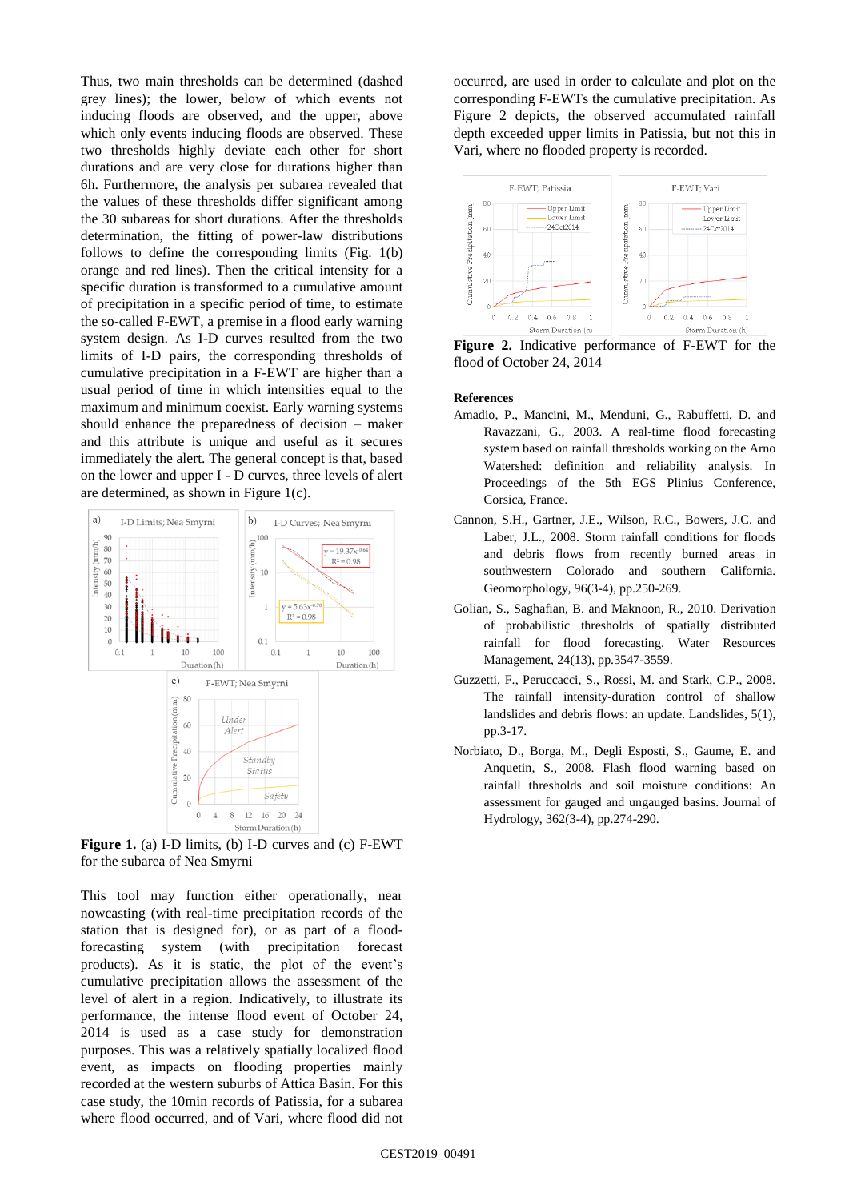Thus, two main thresholds can be determined (dashed grey lines); the lower, below of which events not inducing floods are observed, and the upper, above which only events inducing floods are observed. These two thresholds highly deviate each other for short durations and are very close for durations higher than 6h. Furthermore, the analysis per subarea revealed that the values of these thresholds differ significant among the 30 subareas for short durations. After the thresholds determination, the fitting of power-law distributions follows to define the corresponding limits (Fig. 1(b) orange and red lines). Then the critical intensity for a specific duration is transformed to a cumulative amount of precipitation in a specific period of time, to estimate the so-called F-EWT, a premise in a flood early warning system design. As I-D curves resulted from the two limits of I-D pairs, the corresponding thresholds of cumulative precipitation in a F-EWT are higher than a usual period of time in which intensities equal to the maximum and minimum coexist. Early warning systems should enhance the preparedness of decision – maker and this attribute is unique and useful as it secures immediately the alert. The general concept is that, based on the lower and upper I - D curves, three levels of alert are determined, as shown in Figure 1(c).

a) I-D Limits; Nea Smyrni

Intensity (mm/h)

90
80
70
60
50
40
30
20
10
0

0.1 1 10 100

Duration (h)

b) I-D Curves; Nea Smyrni

Intensity (mm/h)

100
10
1
0.1

$y = 19.37x^{-0.64}$
$R^2 = 0.98$

$y = 5.63x^{-0.70}$
$R^2 = 0.98$

0.1 1 10 100

Duration (h)

c) F-EWT; Nea Smyrni

Cumulative Precipitation (mm)

80
60
40
20
0

Under Alert

Standby Status

Safety

0 4 8 12 16 20 24

Storm Duration (h)

**Figure 1.** (a) I-D limits, (b) I-D curves and (c) F-EWT for the subarea of Nea Smyrni

This tool may function either operationally, near nowcasting (with real-time precipitation records of the station that is designed for), or as part of a flood-forecasting system (with precipitation forecast products). As it is static, the plot of the event's cumulative precipitation allows the assessment of the level of alert in a region. Indicatively, to illustrate its performance, the intense flood event of October 24, 2014 is used as a case study for demonstration purposes. This was a relatively spatially localized flood event, as impacts on flooding properties mainly recorded at the western suburbs of Attica Basin. For this case study, the 10min records of Patissia, for a subarea where flood occurred, and of Vari, where flood did not occurred, are used in order to calculate and plot on the corresponding F-EWTs the cumulative precipitation. As Figure 2 depicts, the observed accumulated rainfall depth exceeded upper limits in Patissia, but not this in Vari, where no flooded property is recorded.

F-EWT; Patissia

Cumulative Precipitation (mm)

80
60
40
20
0

Upper Limit
Lower Limit
24Oct2014

0 0.2 0.4 0.6 0.8 1

Storm Duration (h)

F-EWT; Vari

Cumulative Precipitation (mm)

80
60
40
20
0

Upper Limit
Lower Limit
24Oct2014

0 0.2 0.4 0.6 0.8 1

Storm Duration (h)

**Figure 2.** Indicative performance of F-EWT for the flood of October 24, 2014

## References

Amadio, P., Mancini, M., Menduni, G., Rabuffetti, D. and Ravazzani, G., 2003. A real-time flood forecasting system based on rainfall thresholds working on the Arno Watershed: definition and reliability analysis. In Proceedings of the 5th EGS Plinius Conference, Corsica, France.

Cannon, S.H., Gartner, J.E., Wilson, R.C., Bowers, J.C. and Laber, J.L., 2008. Storm rainfall conditions for floods and debris flows from recently burned areas in southwestern Colorado and southern California. Geomorphology, 96(3-4), pp.250-269.

Golian, S., Saghafian, B. and Maknoon, R., 2010. Derivation of probabilistic thresholds of spatially distributed rainfall for flood forecasting. Water Resources Management, 24(13), pp.3547-3559.

Guzzetti, F., Peruccacci, S., Rossi, M. and Stark, C.P., 2008. The rainfall intensity-duration control of shallow landslides and debris flows: an update. Landslides, 5(1), pp.3-17.

Norbiato, D., Borga, M., Degli Esposti, S., Gaume, E. and Anquetin, S., 2008. Flash flood warning based on rainfall thresholds and soil moisture conditions: An assessment for gauged and ungauged basins. Journal of Hydrology, 362(3-4), pp.274-290.